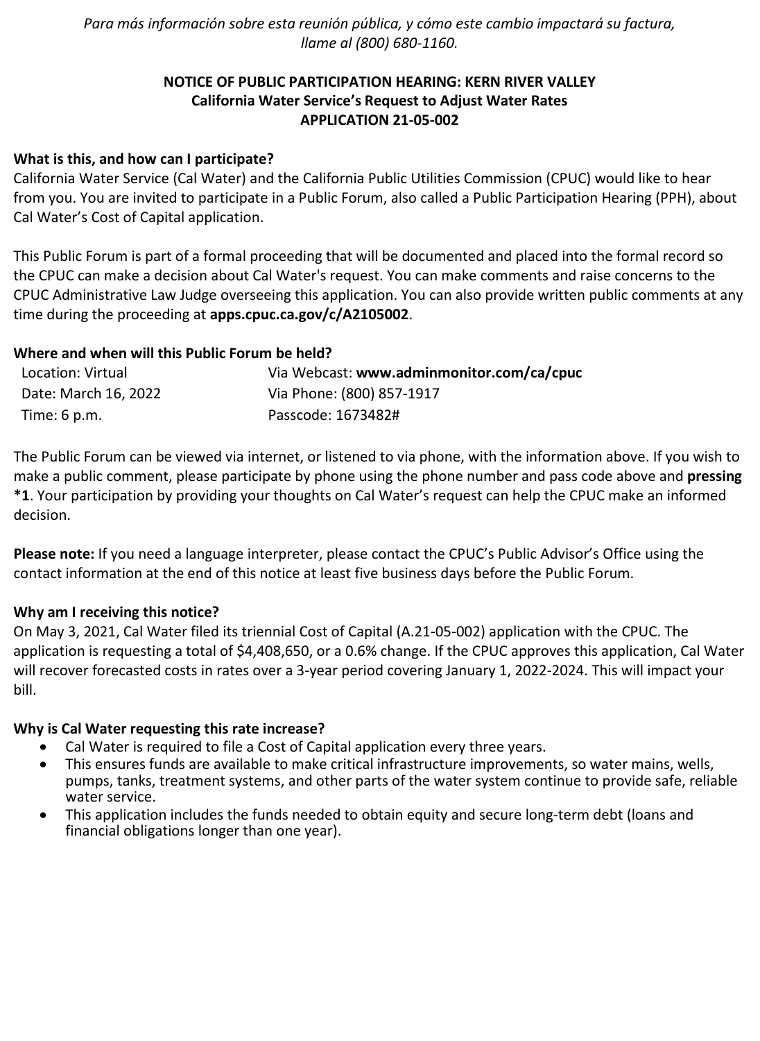*Para más información sobre esta reunión pública, y cómo este cambio impactará su factura, llame al (800) 680-1160.*

**NOTICE OF PUBLIC PARTICIPATION HEARING: KERN RIVER VALLEY**
**California Water Service's Request to Adjust Water Rates**
**APPLICATION 21-05-002**

**What is this, and how can I participate?**

California Water Service (Cal Water) and the California Public Utilities Commission (CPUC) would like to hear from you. You are invited to participate in a Public Forum, also called a Public Participation Hearing (PPH), about Cal Water's Cost of Capital application.

This Public Forum is part of a formal proceeding that will be documented and placed into the formal record so the CPUC can make a decision about Cal Water's request. You can make comments and raise concerns to the CPUC Administrative Law Judge overseeing this application. You can also provide written public comments at any time during the proceeding at **apps.cpuc.ca.gov/c/A2105002**.

**Where and when will this Public Forum be held?**

| | |
|---|---|
| Location: Virtual | Via Webcast: **www.adminmonitor.com/ca/cpuc** |
| Date: March 16, 2022 | Via Phone: (800) 857-1917 |
| Time: 6 p.m. | Passcode: 1673482# |

The Public Forum can be viewed via internet, or listened to via phone, with the information above. If you wish to make a public comment, please participate by phone using the phone number and pass code above and **pressing *1**. Your participation by providing your thoughts on Cal Water's request can help the CPUC make an informed decision.

**Please note:** If you need a language interpreter, please contact the CPUC's Public Advisor's Office using the contact information at the end of this notice at least five business days before the Public Forum.

**Why am I receiving this notice?**

On May 3, 2021, Cal Water filed its triennial Cost of Capital (A.21-05-002) application with the CPUC. The application is requesting a total of $4,408,650, or a 0.6% change. If the CPUC approves this application, Cal Water will recover forecasted costs in rates over a 3-year period covering January 1, 2022-2024. This will impact your bill.

**Why is Cal Water requesting this rate increase?**

- Cal Water is required to file a Cost of Capital application every three years.
- This ensures funds are available to make critical infrastructure improvements, so water mains, wells, pumps, tanks, treatment systems, and other parts of the water system continue to provide safe, reliable water service.
- This application includes the funds needed to obtain equity and secure long-term debt (loans and financial obligations longer than one year).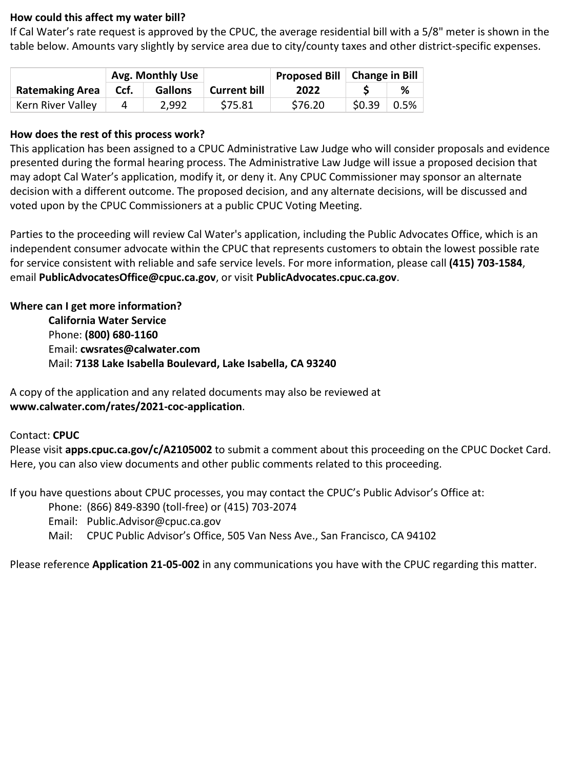**How could this affect my water bill?**

If Cal Water's rate request is approved by the CPUC, the average residential bill with a 5/8" meter is shown in the table below. Amounts vary slightly by service area due to city/county taxes and other district-specific expenses.

| | Avg. Monthly Use | | | Proposed Bill | Change in Bill | |
|---|---|---|---|---|---|---|
| **Ratemaking Area** | **Ccf.** | **Gallons** | **Current bill** | **2022** | **$** | **%** |
| Kern River Valley | 4 | 2,992 | $75.81 | $76.20 | $0.39 | 0.5% |

**How does the rest of this process work?**

This application has been assigned to a CPUC Administrative Law Judge who will consider proposals and evidence presented during the formal hearing process. The Administrative Law Judge will issue a proposed decision that may adopt Cal Water's application, modify it, or deny it. Any CPUC Commissioner may sponsor an alternate decision with a different outcome. The proposed decision, and any alternate decisions, will be discussed and voted upon by the CPUC Commissioners at a public CPUC Voting Meeting.

Parties to the proceeding will review Cal Water's application, including the Public Advocates Office, which is an independent consumer advocate within the CPUC that represents customers to obtain the lowest possible rate for service consistent with reliable and safe service levels. For more information, please call **(415) 703-1584**, email **PublicAdvocatesOffice@cpuc.ca.gov**, or visit **PublicAdvocates.cpuc.ca.gov**.

**Where can I get more information?**

**California Water Service**
Phone: **(800) 680-1160**
Email: **cwsrates@calwater.com**
Mail: **7138 Lake Isabella Boulevard, Lake Isabella, CA 93240**

A copy of the application and any related documents may also be reviewed at **www.calwater.com/rates/2021-coc-application**.

Contact: **CPUC**
Please visit **apps.cpuc.ca.gov/c/A2105002** to submit a comment about this proceeding on the CPUC Docket Card. Here, you can also view documents and other public comments related to this proceeding.

If you have questions about CPUC processes, you may contact the CPUC's Public Advisor's Office at:

Phone: (866) 849-8390 (toll-free) or (415) 703-2074
Email: Public.Advisor@cpuc.ca.gov
Mail: CPUC Public Advisor's Office, 505 Van Ness Ave., San Francisco, CA 94102

Please reference **Application 21-05-002** in any communications you have with the CPUC regarding this matter.